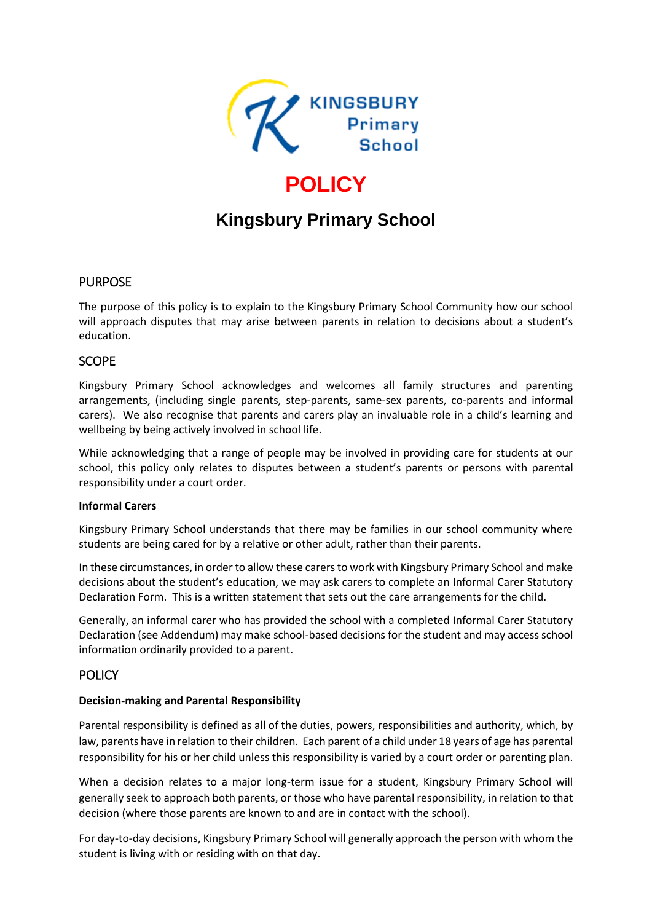# POLICY

## Kingsbury Primary School

## PURPOSE

The purpose of this policy is to explain to the Kingsbury Primary School Community how our school will approach disputes that may arise between parents in relation to decisions about a student's education.

## SCOPE

Kingsbury Primary School acknowledges and welcomes all family structures and parenting arrangements, (including single parents, step-parents, same-sex parents, co-parents and informal carers). We also recognise that parents and carers play an invaluable role in a child's learning and wellbeing by being actively involved in school life.

While acknowledging that a range of people may be involved in providing care for students at our school, this policy only relates to disputes between a student's parents or persons with parental responsibility under a court order.

**Informal Carers**

Kingsbury Primary School understands that there may be families in our school community where students are being cared for by a relative or other adult, rather than their parents.

In these circumstances, in order to allow these carers to work with Kingsbury Primary School and make decisions about the student's education, we may ask carers to complete an Informal Carer Statutory Declaration Form. This is a written statement that sets out the care arrangements for the child.

Generally, an informal carer who has provided the school with a completed Informal Carer Statutory Declaration (see Addendum) may make school-based decisions for the student and may access school information ordinarily provided to a parent.

## POLICY

**Decision-making and Parental Responsibility**

Parental responsibility is defined as all of the duties, powers, responsibilities and authority, which, by law, parents have in relation to their children. Each parent of a child under 18 years of age has parental responsibility for his or her child unless this responsibility is varied by a court order or parenting plan.

When a decision relates to a major long-term issue for a student, Kingsbury Primary School will generally seek to approach both parents, or those who have parental responsibility, in relation to that decision (where those parents are known to and are in contact with the school).

For day-to-day decisions, Kingsbury Primary School will generally approach the person with whom the student is living with or residing with on that day.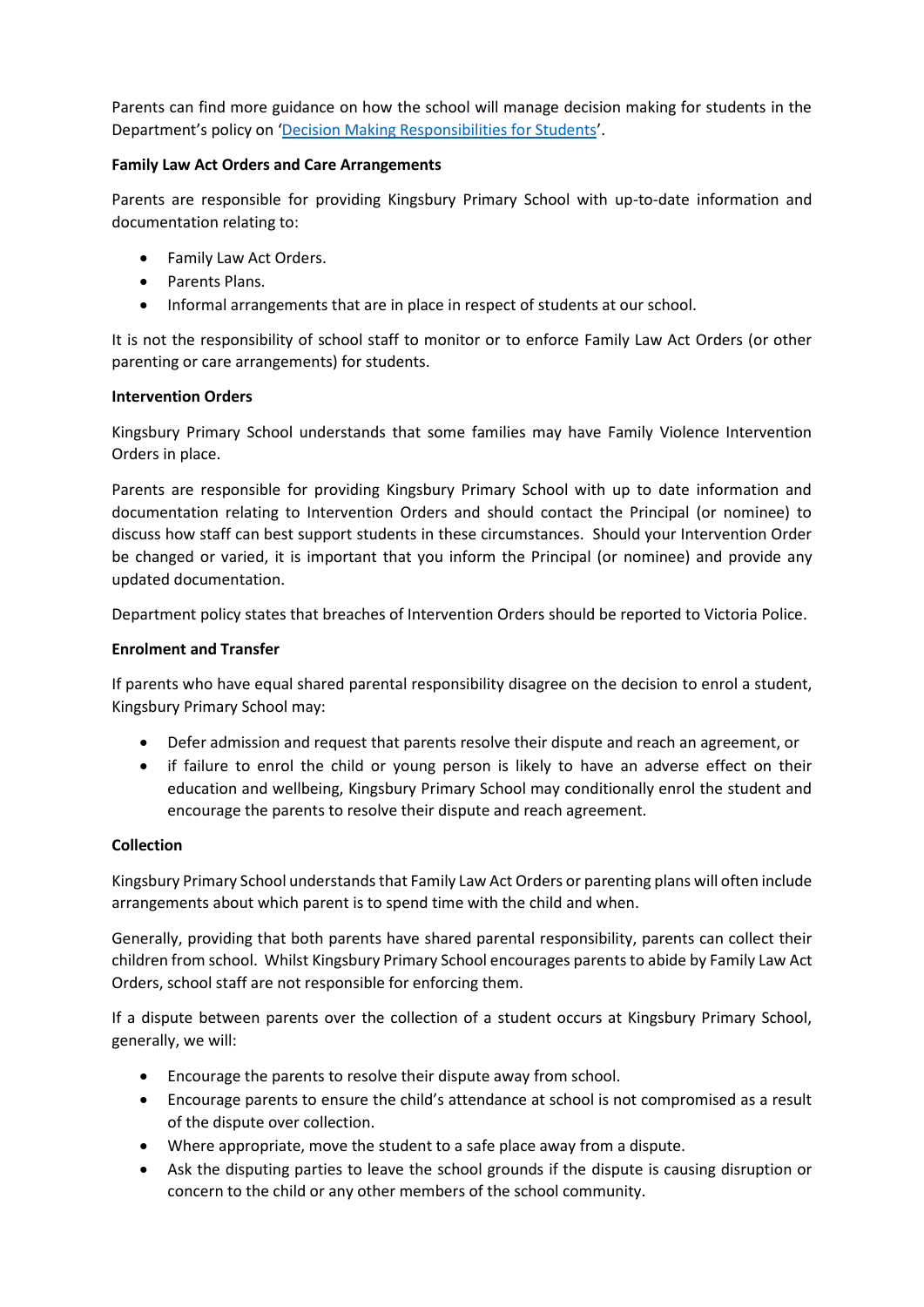Parents can find more guidance on how the school will manage decision making for students in the Department's policy on '[Decision Making Responsibilities for Students](Decision Making Responsibilities for Students)'.

**Family Law Act Orders and Care Arrangements**

Parents are responsible for providing Kingsbury Primary School with up-to-date information and documentation relating to:

- Family Law Act Orders.
- Parents Plans.
- Informal arrangements that are in place in respect of students at our school.

It is not the responsibility of school staff to monitor or to enforce Family Law Act Orders (or other parenting or care arrangements) for students.

**Intervention Orders**

Kingsbury Primary School understands that some families may have Family Violence Intervention Orders in place.

Parents are responsible for providing Kingsbury Primary School with up to date information and documentation relating to Intervention Orders and should contact the Principal (or nominee) to discuss how staff can best support students in these circumstances. Should your Intervention Order be changed or varied, it is important that you inform the Principal (or nominee) and provide any updated documentation.

Department policy states that breaches of Intervention Orders should be reported to Victoria Police.

**Enrolment and Transfer**

If parents who have equal shared parental responsibility disagree on the decision to enrol a student, Kingsbury Primary School may:

- Defer admission and request that parents resolve their dispute and reach an agreement, or
- if failure to enrol the child or young person is likely to have an adverse effect on their education and wellbeing, Kingsbury Primary School may conditionally enrol the student and encourage the parents to resolve their dispute and reach agreement.

**Collection**

Kingsbury Primary School understands that Family Law Act Orders or parenting plans will often include arrangements about which parent is to spend time with the child and when.

Generally, providing that both parents have shared parental responsibility, parents can collect their children from school. Whilst Kingsbury Primary School encourages parents to abide by Family Law Act Orders, school staff are not responsible for enforcing them.

If a dispute between parents over the collection of a student occurs at Kingsbury Primary School, generally, we will:

- Encourage the parents to resolve their dispute away from school.
- Encourage parents to ensure the child's attendance at school is not compromised as a result of the dispute over collection.
- Where appropriate, move the student to a safe place away from a dispute.
- Ask the disputing parties to leave the school grounds if the dispute is causing disruption or concern to the child or any other members of the school community.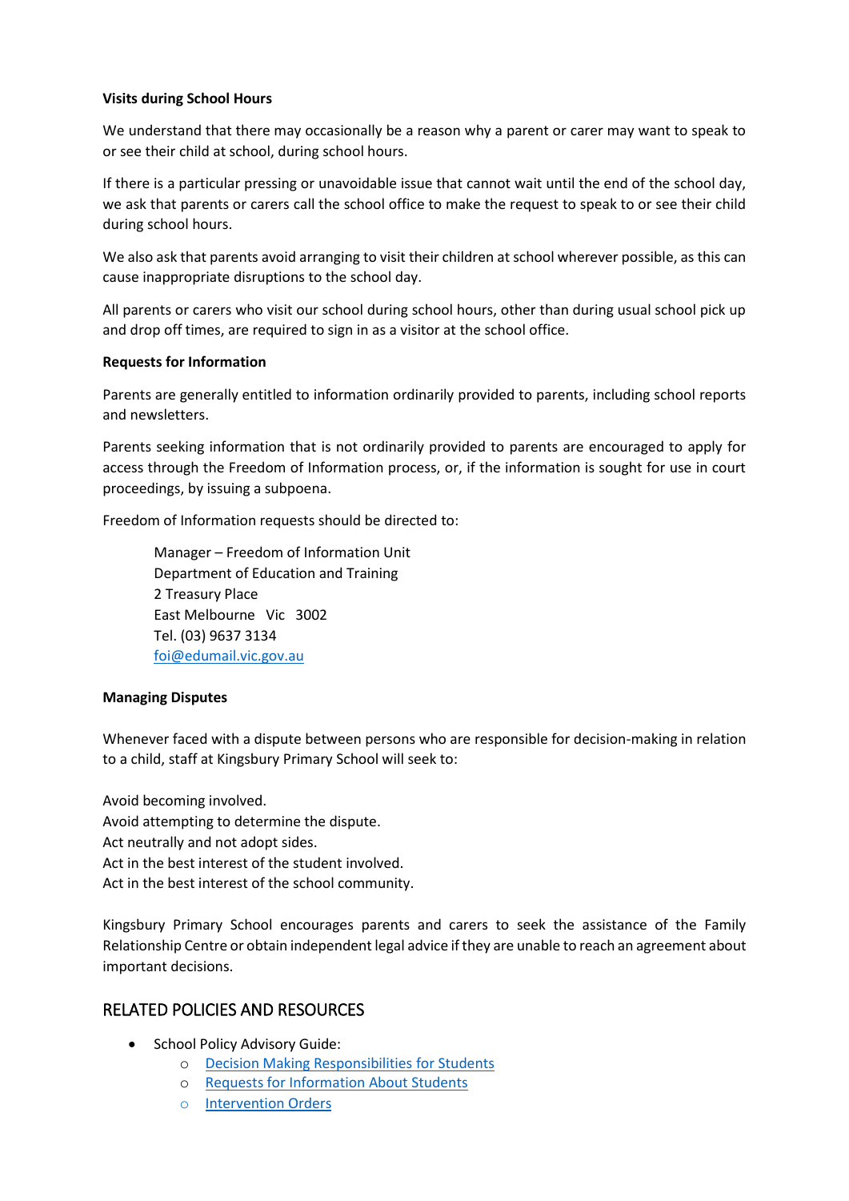**Visits during School Hours**

We understand that there may occasionally be a reason why a parent or carer may want to speak to or see their child at school, during school hours.

If there is a particular pressing or unavoidable issue that cannot wait until the end of the school day, we ask that parents or carers call the school office to make the request to speak to or see their child during school hours.

We also ask that parents avoid arranging to visit their children at school wherever possible, as this can cause inappropriate disruptions to the school day.

All parents or carers who visit our school during school hours, other than during usual school pick up and drop off times, are required to sign in as a visitor at the school office.

**Requests for Information**

Parents are generally entitled to information ordinarily provided to parents, including school reports and newsletters.

Parents seeking information that is not ordinarily provided to parents are encouraged to apply for access through the Freedom of Information process, or, if the information is sought for use in court proceedings, by issuing a subpoena.

Freedom of Information requests should be directed to:

> Manager – Freedom of Information Unit
> Department of Education and Training
> 2 Treasury Place
> East Melbourne Vic 3002
> Tel. (03) 9637 3134
> foi@edumail.vic.gov.au

**Managing Disputes**

Whenever faced with a dispute between persons who are responsible for decision-making in relation to a child, staff at Kingsbury Primary School will seek to:

Avoid becoming involved.
Avoid attempting to determine the dispute.
Act neutrally and not adopt sides.
Act in the best interest of the student involved.
Act in the best interest of the school community.

Kingsbury Primary School encourages parents and carers to seek the assistance of the Family Relationship Centre or obtain independent legal advice if they are unable to reach an agreement about important decisions.

## RELATED POLICIES AND RESOURCES

- School Policy Advisory Guide:
  - Decision Making Responsibilities for Students
  - Requests for Information About Students
  - Intervention Orders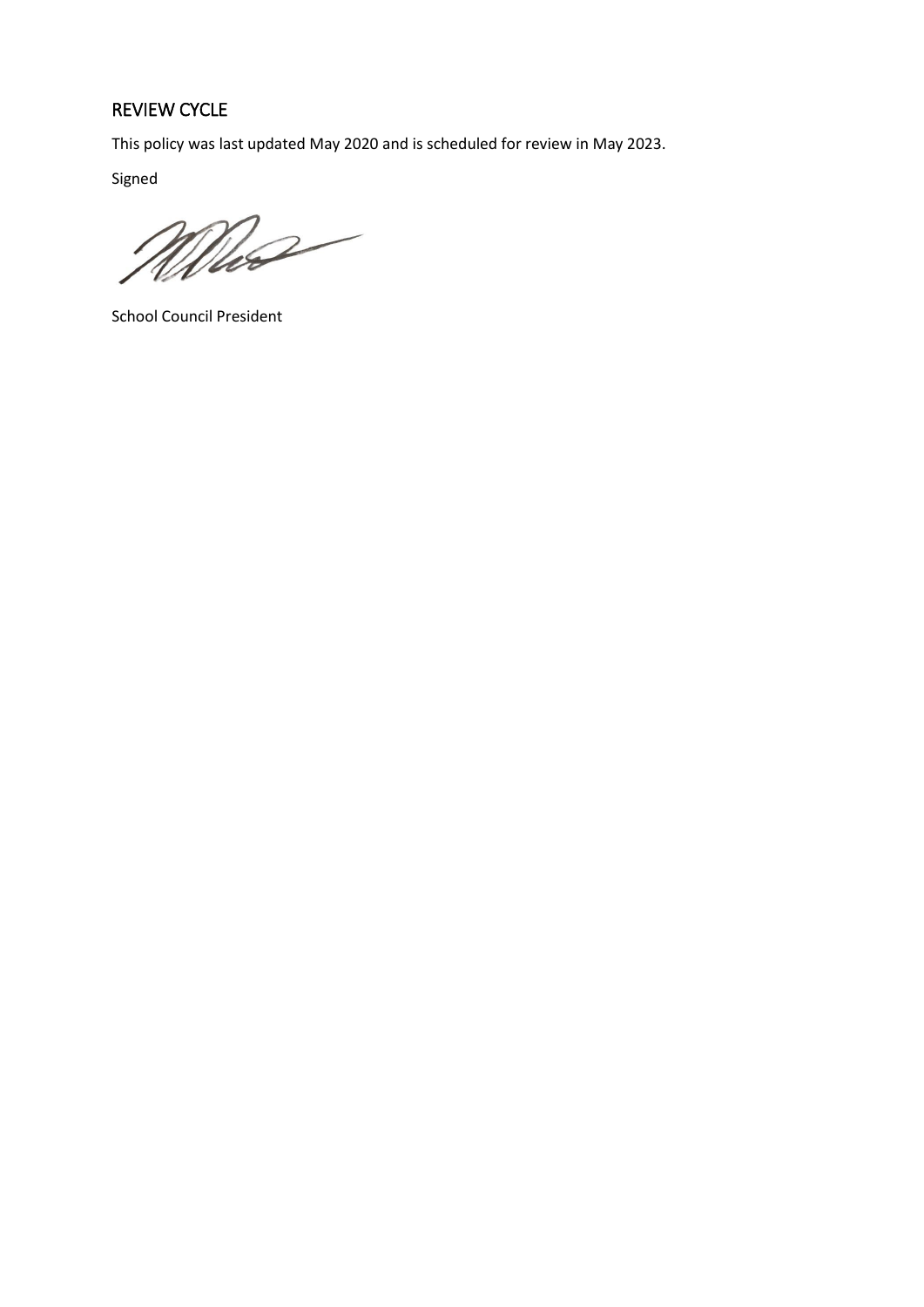## REVIEW CYCLE

This policy was last updated May 2020 and is scheduled for review in May 2023.

Signed

School Council President